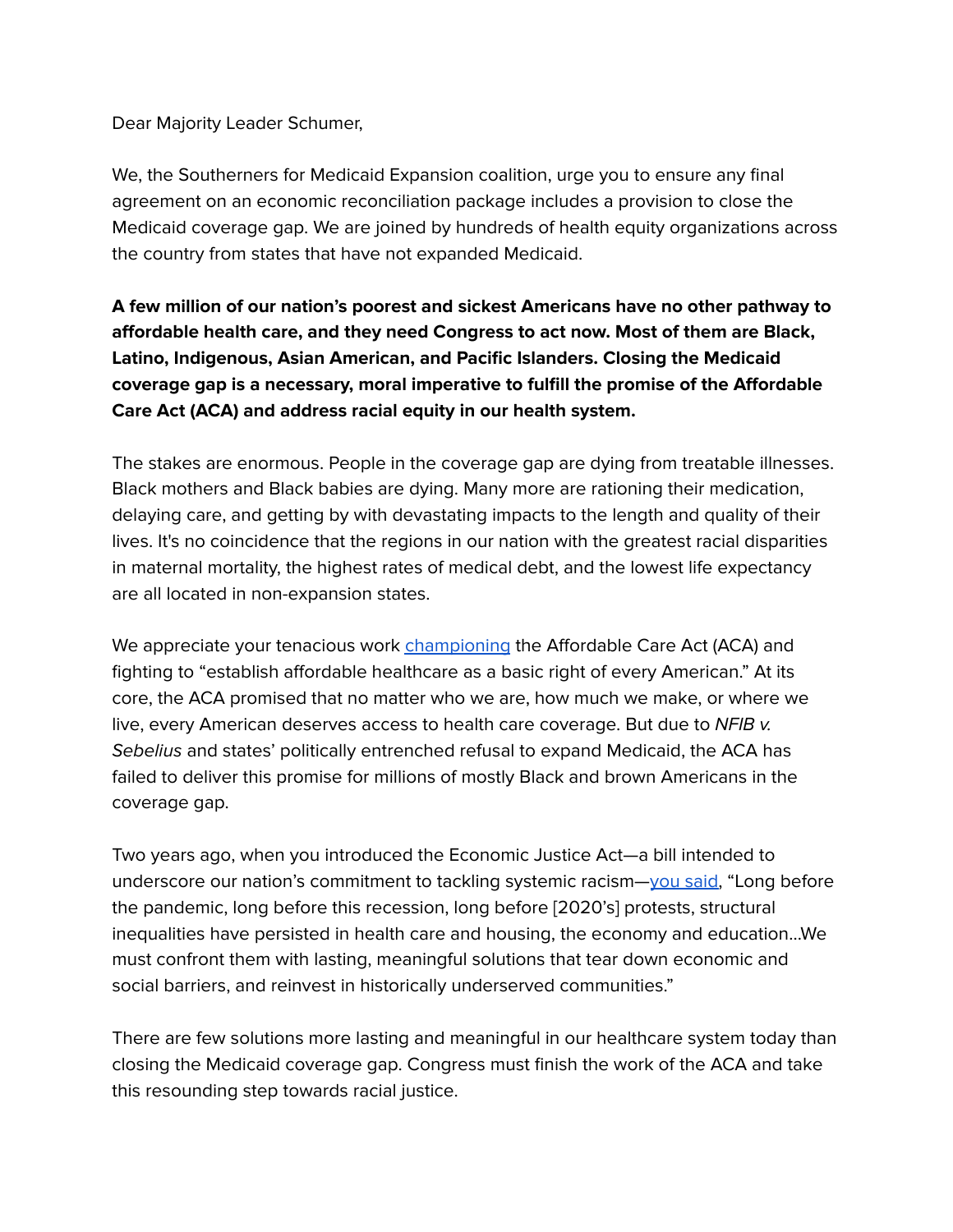Dear Majority Leader Schumer,

We, the Southerners for Medicaid Expansion coalition, urge you to ensure any final agreement on an economic reconciliation package includes a provision to close the Medicaid coverage gap. We are joined by hundreds of health equity organizations across the country from states that have not expanded Medicaid.

**A few million of our nation's poorest and sickest Americans have no other pathway to affordable health care, and they need Congress to act now. Most of them are Black, Latino, Indigenous, Asian American, and Pacific Islanders. Closing the Medicaid coverage gap is a necessary, moral imperative to fulfill the promise of the Affordable Care Act (ACA) and address racial equity in our health system.**

The stakes are enormous. People in the coverage gap are dying from treatable illnesses. Black mothers and Black babies are dying. Many more are rationing their medication, delaying care, and getting by with devastating impacts to the length and quality of their lives. It's no coincidence that the regions in our nation with the greatest racial disparities in maternal mortality, the highest rates of medical debt, and the lowest life expectancy are all located in non-expansion states.

We appreciate your tenacious work championing the Affordable Care Act (ACA) and fighting to "establish affordable healthcare as a basic right of every American." At its core, the ACA promised that no matter who we are, how much we make, or where we live, every American deserves access to health care coverage. But due to *NFIB v. Sebelius* and states' politically entrenched refusal to expand Medicaid, the ACA has failed to deliver this promise for millions of mostly Black and brown Americans in the coverage gap.

Two years ago, when you introduced the Economic Justice Act—a bill intended to underscore our nation's commitment to tackling systemic racism—you said, "Long before the pandemic, long before this recession, long before [2020's] protests, structural inequalities have persisted in health care and housing, the economy and education...We must confront them with lasting, meaningful solutions that tear down economic and social barriers, and reinvest in historically underserved communities."

There are few solutions more lasting and meaningful in our healthcare system today than closing the Medicaid coverage gap. Congress must finish the work of the ACA and take this resounding step towards racial justice.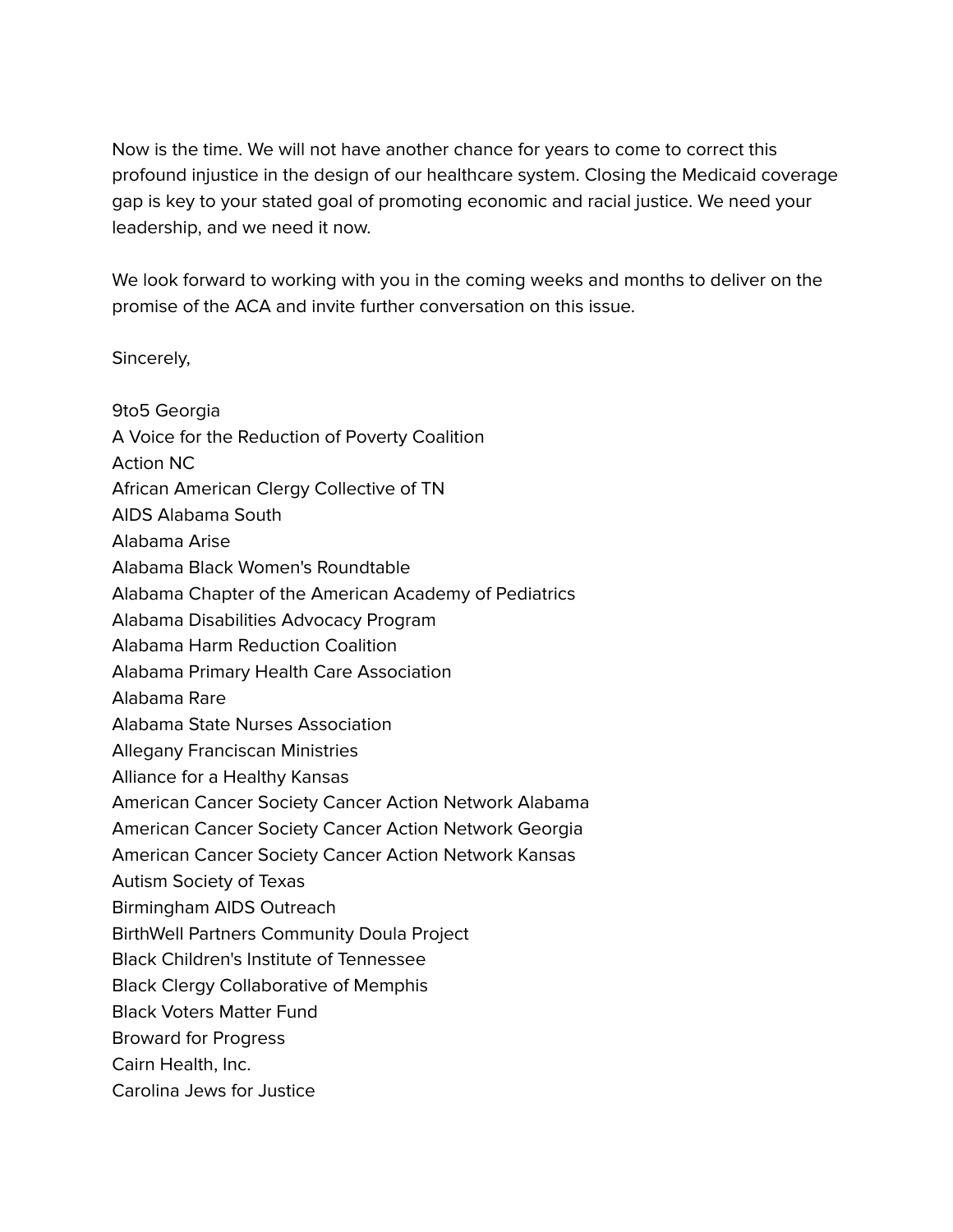Now is the time. We will not have another chance for years to come to correct this profound injustice in the design of our healthcare system. Closing the Medicaid coverage gap is key to your stated goal of promoting economic and racial justice. We need your leadership, and we need it now.

We look forward to working with you in the coming weeks and months to deliver on the promise of the ACA and invite further conversation on this issue.

Sincerely,

9to5 Georgia
A Voice for the Reduction of Poverty Coalition
Action NC
African American Clergy Collective of TN
AIDS Alabama South
Alabama Arise
Alabama Black Women's Roundtable
Alabama Chapter of the American Academy of Pediatrics
Alabama Disabilities Advocacy Program
Alabama Harm Reduction Coalition
Alabama Primary Health Care Association
Alabama Rare
Alabama State Nurses Association
Allegany Franciscan Ministries
Alliance for a Healthy Kansas
American Cancer Society Cancer Action Network Alabama
American Cancer Society Cancer Action Network Georgia
American Cancer Society Cancer Action Network Kansas
Autism Society of Texas
Birmingham AIDS Outreach
BirthWell Partners Community Doula Project
Black Children's Institute of Tennessee
Black Clergy Collaborative of Memphis
Black Voters Matter Fund
Broward for Progress
Cairn Health, Inc.
Carolina Jews for Justice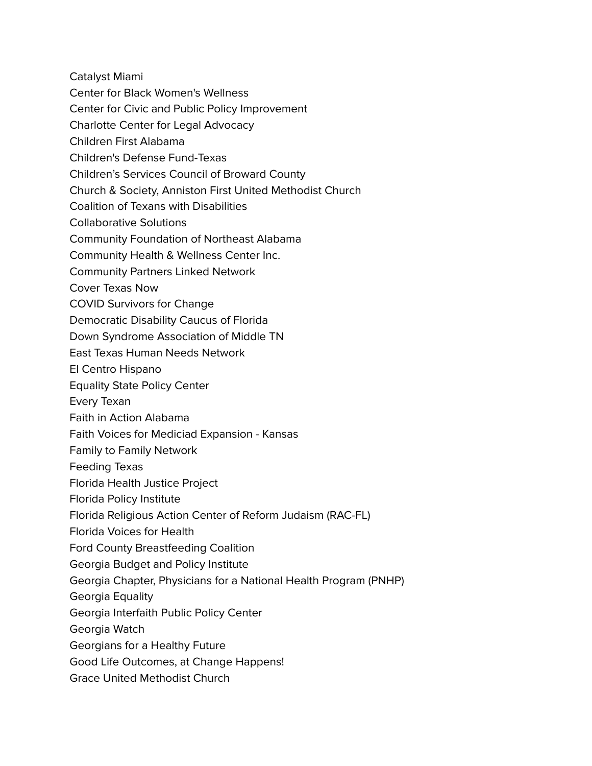Catalyst Miami
Center for Black Women's Wellness
Center for Civic and Public Policy Improvement
Charlotte Center for Legal Advocacy
Children First Alabama
Children's Defense Fund-Texas
Children’s Services Council of Broward County
Church & Society, Anniston First United Methodist Church
Coalition of Texans with Disabilities
Collaborative Solutions
Community Foundation of Northeast Alabama
Community Health & Wellness Center Inc.
Community Partners Linked Network
Cover Texas Now
COVID Survivors for Change
Democratic Disability Caucus of Florida
Down Syndrome Association of Middle TN
East Texas Human Needs Network
El Centro Hispano
Equality State Policy Center
Every Texan
Faith in Action Alabama
Faith Voices for Mediciad Expansion - Kansas
Family to Family Network
Feeding Texas
Florida Health Justice Project
Florida Policy Institute
Florida Religious Action Center of Reform Judaism (RAC-FL)
Florida Voices for Health
Ford County Breastfeeding Coalition
Georgia Budget and Policy Institute
Georgia Chapter, Physicians for a National Health Program (PNHP)
Georgia Equality
Georgia Interfaith Public Policy Center
Georgia Watch
Georgians for a Healthy Future
Good Life Outcomes, at Change Happens!
Grace United Methodist Church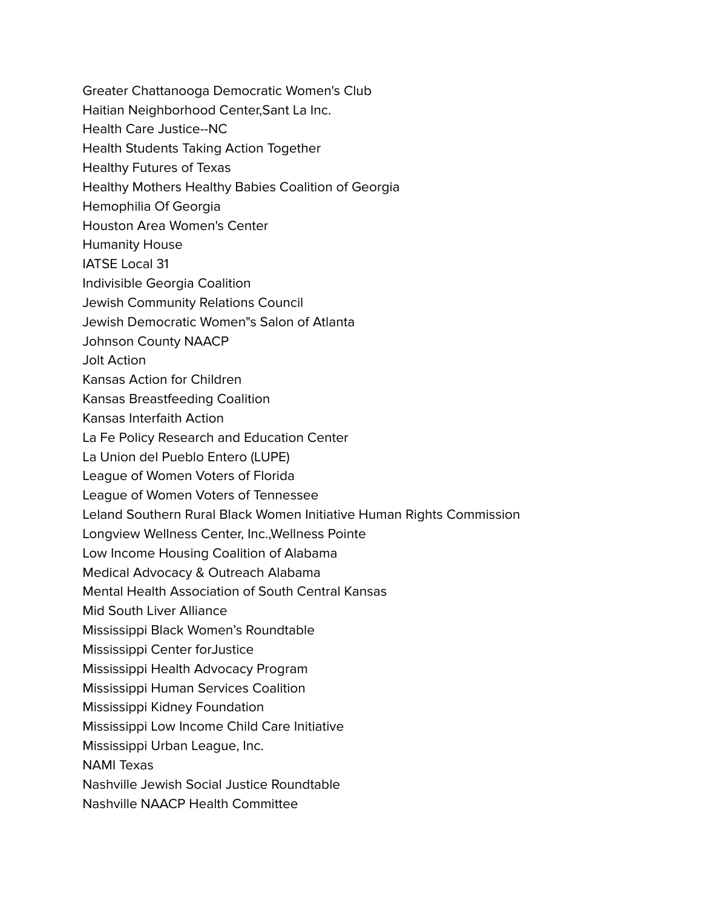Greater Chattanooga Democratic Women's Club
Haitian Neighborhood Center,Sant La Inc.
Health Care Justice--NC
Health Students Taking Action Together
Healthy Futures of Texas
Healthy Mothers Healthy Babies Coalition of Georgia
Hemophilia Of Georgia
Houston Area Women's Center
Humanity House
IATSE Local 31
Indivisible Georgia Coalition
Jewish Community Relations Council
Jewish Democratic Women"s Salon of Atlanta
Johnson County NAACP
Jolt Action
Kansas Action for Children
Kansas Breastfeeding Coalition
Kansas Interfaith Action
La Fe Policy Research and Education Center
La Union del Pueblo Entero (LUPE)
League of Women Voters of Florida
League of Women Voters of Tennessee
Leland Southern Rural Black Women Initiative Human Rights Commission
Longview Wellness Center, Inc.,Wellness Pointe
Low Income Housing Coalition of Alabama
Medical Advocacy & Outreach Alabama
Mental Health Association of South Central Kansas
Mid South Liver Alliance
Mississippi Black Women's Roundtable
Mississippi Center forJustice
Mississippi Health Advocacy Program
Mississippi Human Services Coalition
Mississippi Kidney Foundation
Mississippi Low Income Child Care Initiative
Mississippi Urban League, Inc.
NAMI Texas
Nashville Jewish Social Justice Roundtable
Nashville NAACP Health Committee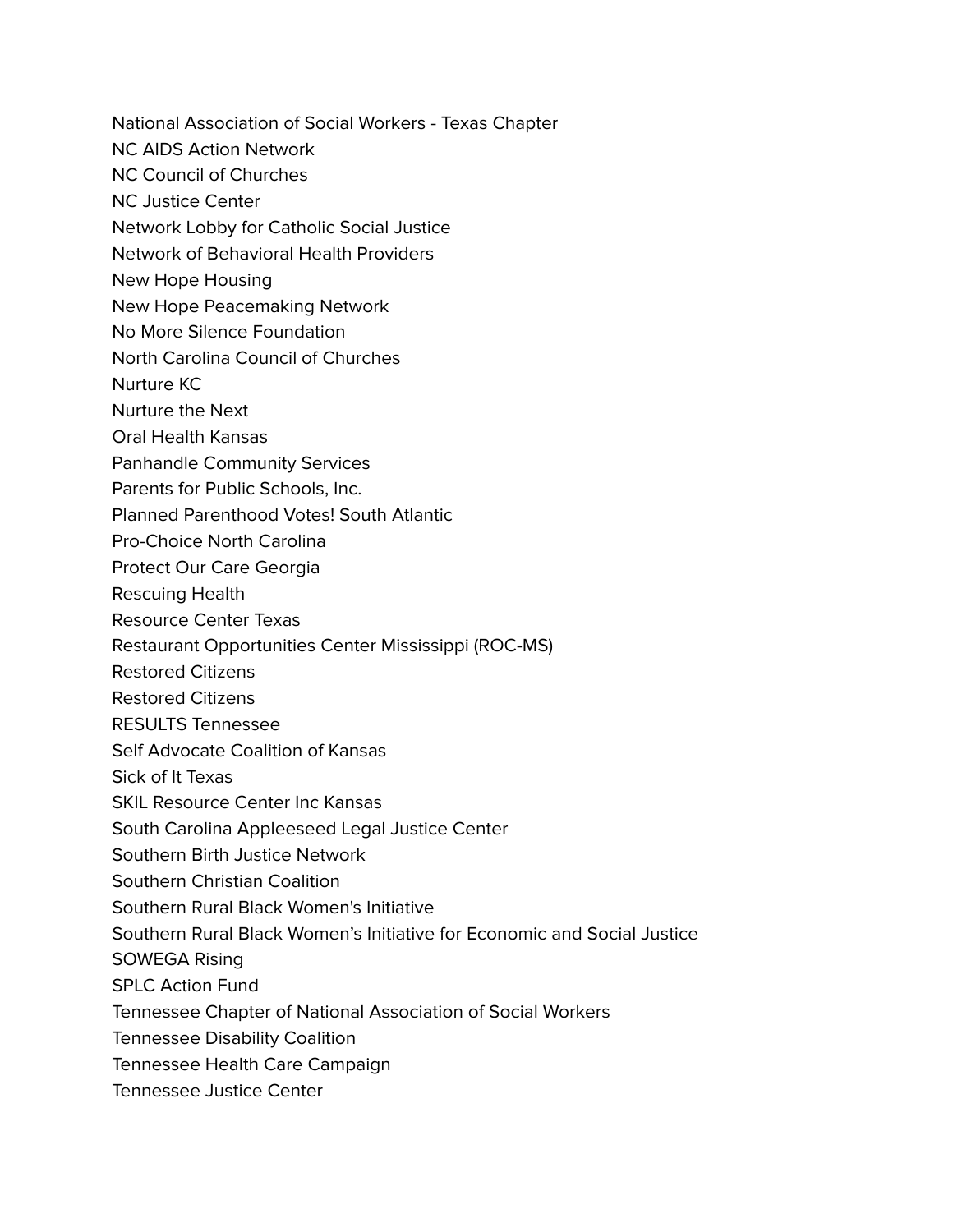National Association of Social Workers - Texas Chapter
NC AIDS Action Network
NC Council of Churches
NC Justice Center
Network Lobby for Catholic Social Justice
Network of Behavioral Health Providers
New Hope Housing
New Hope Peacemaking Network
No More Silence Foundation
North Carolina Council of Churches
Nurture KC
Nurture the Next
Oral Health Kansas
Panhandle Community Services
Parents for Public Schools, Inc.
Planned Parenthood Votes! South Atlantic
Pro-Choice North Carolina
Protect Our Care Georgia
Rescuing Health
Resource Center Texas
Restaurant Opportunities Center Mississippi (ROC-MS)
Restored Citizens
Restored Citizens
RESULTS Tennessee
Self Advocate Coalition of Kansas
Sick of It Texas
SKIL Resource Center Inc Kansas
South Carolina Appleeseed Legal Justice Center
Southern Birth Justice Network
Southern Christian Coalition
Southern Rural Black Women's Initiative
Southern Rural Black Women's Initiative for Economic and Social Justice
SOWEGA Rising
SPLC Action Fund
Tennessee Chapter of National Association of Social Workers
Tennessee Disability Coalition
Tennessee Health Care Campaign
Tennessee Justice Center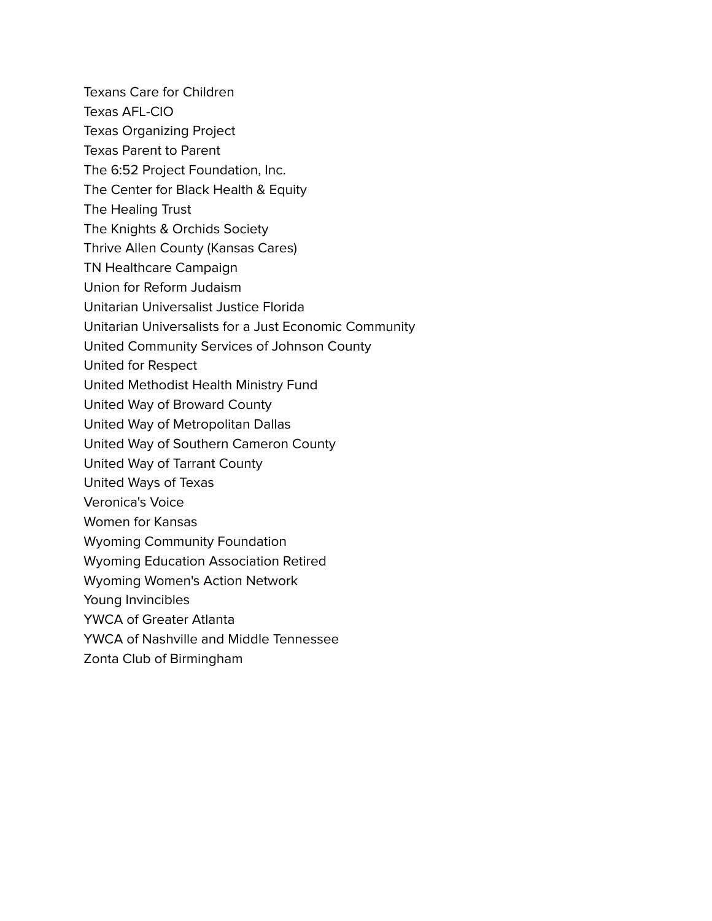Texans Care for Children
Texas AFL-CIO
Texas Organizing Project
Texas Parent to Parent
The 6:52 Project Foundation, Inc.
The Center for Black Health & Equity
The Healing Trust
The Knights & Orchids Society
Thrive Allen County (Kansas Cares)
TN Healthcare Campaign
Union for Reform Judaism
Unitarian Universalist Justice Florida
Unitarian Universalists for a Just Economic Community
United Community Services of Johnson County
United for Respect
United Methodist Health Ministry Fund
United Way of Broward County
United Way of Metropolitan Dallas
United Way of Southern Cameron County
United Way of Tarrant County
United Ways of Texas
Veronica's Voice
Women for Kansas
Wyoming Community Foundation
Wyoming Education Association Retired
Wyoming Women's Action Network
Young Invincibles
YWCA of Greater Atlanta
YWCA of Nashville and Middle Tennessee
Zonta Club of Birmingham